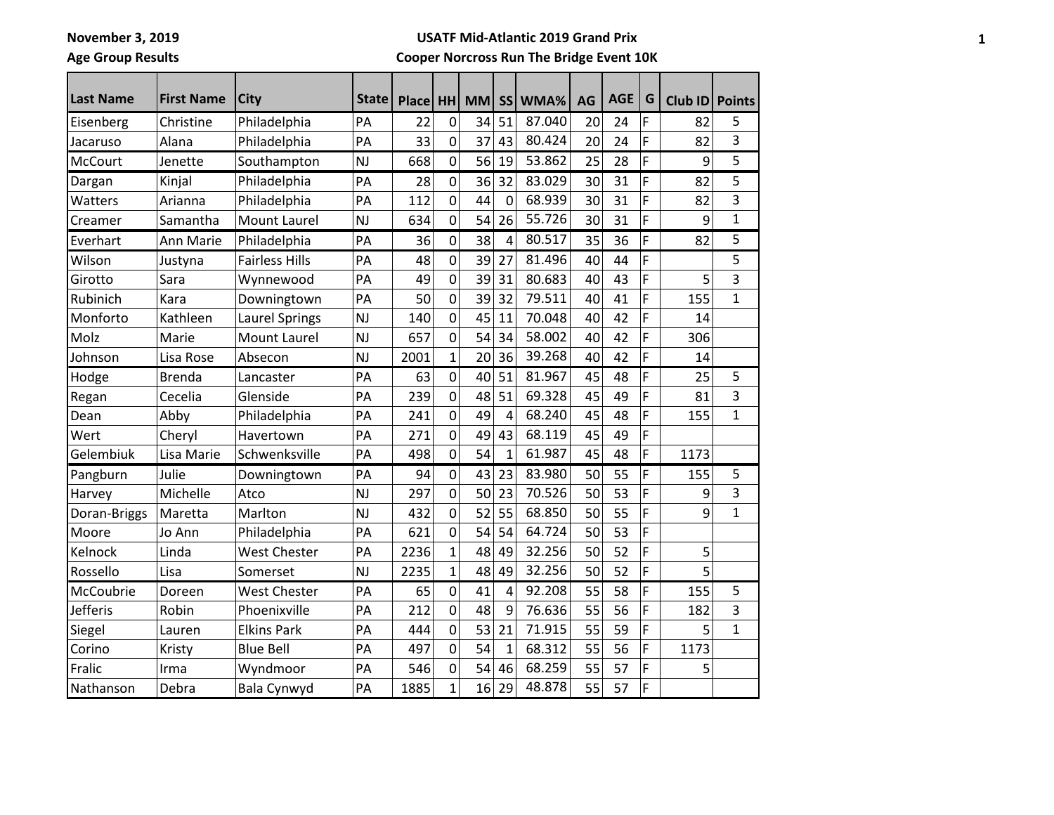**November 3, 2019**

**Age Group Results**

**USATF Mid-Atlantic 2019 Grand Prix**

**Cooper Norcross Run The Bridge Event 10K**

| Last Name | First Name | City | State | Place | HH | MM | SS | WMA% | AG | AGE | G | Club ID | Points |
|---|---|---|---|---|---|---|---|---|---|---|---|---|---|
| Eisenberg | Christine | Philadelphia | PA | 22 | 0 | 34 | 51 | 87.040 | 20 | 24 | F | 82 | 5 |
| Jacaruso | Alana | Philadelphia | PA | 33 | 0 | 37 | 43 | 80.424 | 20 | 24 | F | 82 | 3 |
| McCourt | Jenette | Southampton | NJ | 668 | 0 | 56 | 19 | 53.862 | 25 | 28 | F | 9 | 5 |
| Dargan | Kinjal | Philadelphia | PA | 28 | 0 | 36 | 32 | 83.029 | 30 | 31 | F | 82 | 5 |
| Watters | Arianna | Philadelphia | PA | 112 | 0 | 44 | 0 | 68.939 | 30 | 31 | F | 82 | 3 |
| Creamer | Samantha | Mount Laurel | NJ | 634 | 0 | 54 | 26 | 55.726 | 30 | 31 | F | 9 | 1 |
| Everhart | Ann Marie | Philadelphia | PA | 36 | 0 | 38 | 4 | 80.517 | 35 | 36 | F | 82 | 5 |
| Wilson | Justyna | Fairless Hills | PA | 48 | 0 | 39 | 27 | 81.496 | 40 | 44 | F | | 5 |
| Girotto | Sara | Wynnewood | PA | 49 | 0 | 39 | 31 | 80.683 | 40 | 43 | F | 5 | 3 |
| Rubinich | Kara | Downingtown | PA | 50 | 0 | 39 | 32 | 79.511 | 40 | 41 | F | 155 | 1 |
| Monforto | Kathleen | Laurel Springs | NJ | 140 | 0 | 45 | 11 | 70.048 | 40 | 42 | F | 14 | |
| Molz | Marie | Mount Laurel | NJ | 657 | 0 | 54 | 34 | 58.002 | 40 | 42 | F | 306 | |
| Johnson | Lisa Rose | Absecon | NJ | 2001 | 1 | 20 | 36 | 39.268 | 40 | 42 | F | 14 | |
| Hodge | Brenda | Lancaster | PA | 63 | 0 | 40 | 51 | 81.967 | 45 | 48 | F | 25 | 5 |
| Regan | Cecelia | Glenside | PA | 239 | 0 | 48 | 51 | 69.328 | 45 | 49 | F | 81 | 3 |
| Dean | Abby | Philadelphia | PA | 241 | 0 | 49 | 4 | 68.240 | 45 | 48 | F | 155 | 1 |
| Wert | Cheryl | Havertown | PA | 271 | 0 | 49 | 43 | 68.119 | 45 | 49 | F | | |
| Gelembiuk | Lisa Marie | Schwenksville | PA | 498 | 0 | 54 | 1 | 61.987 | 45 | 48 | F | 1173 | |
| Pangburn | Julie | Downingtown | PA | 94 | 0 | 43 | 23 | 83.980 | 50 | 55 | F | 155 | 5 |
| Harvey | Michelle | Atco | NJ | 297 | 0 | 50 | 23 | 70.526 | 50 | 53 | F | 9 | 3 |
| Doran-Briggs | Maretta | Marlton | NJ | 432 | 0 | 52 | 55 | 68.850 | 50 | 55 | F | 9 | 1 |
| Moore | Jo Ann | Philadelphia | PA | 621 | 0 | 54 | 54 | 64.724 | 50 | 53 | F | | |
| Kelnock | Linda | West Chester | PA | 2236 | 1 | 48 | 49 | 32.256 | 50 | 52 | F | 5 | |
| Rossello | Lisa | Somerset | NJ | 2235 | 1 | 48 | 49 | 32.256 | 50 | 52 | F | 5 | |
| McCoubrie | Doreen | West Chester | PA | 65 | 0 | 41 | 4 | 92.208 | 55 | 58 | F | 155 | 5 |
| Jefferis | Robin | Phoenixville | PA | 212 | 0 | 48 | 9 | 76.636 | 55 | 56 | F | 182 | 3 |
| Siegel | Lauren | Elkins Park | PA | 444 | 0 | 53 | 21 | 71.915 | 55 | 59 | F | 5 | 1 |
| Corino | Kristy | Blue Bell | PA | 497 | 0 | 54 | 1 | 68.312 | 55 | 56 | F | 1173 | |
| Fralic | Irma | Wyndmoor | PA | 546 | 0 | 54 | 46 | 68.259 | 55 | 57 | F | 5 | |
| Nathanson | Debra | Bala Cynwyd | PA | 1885 | 1 | 16 | 29 | 48.878 | 55 | 57 | F | | |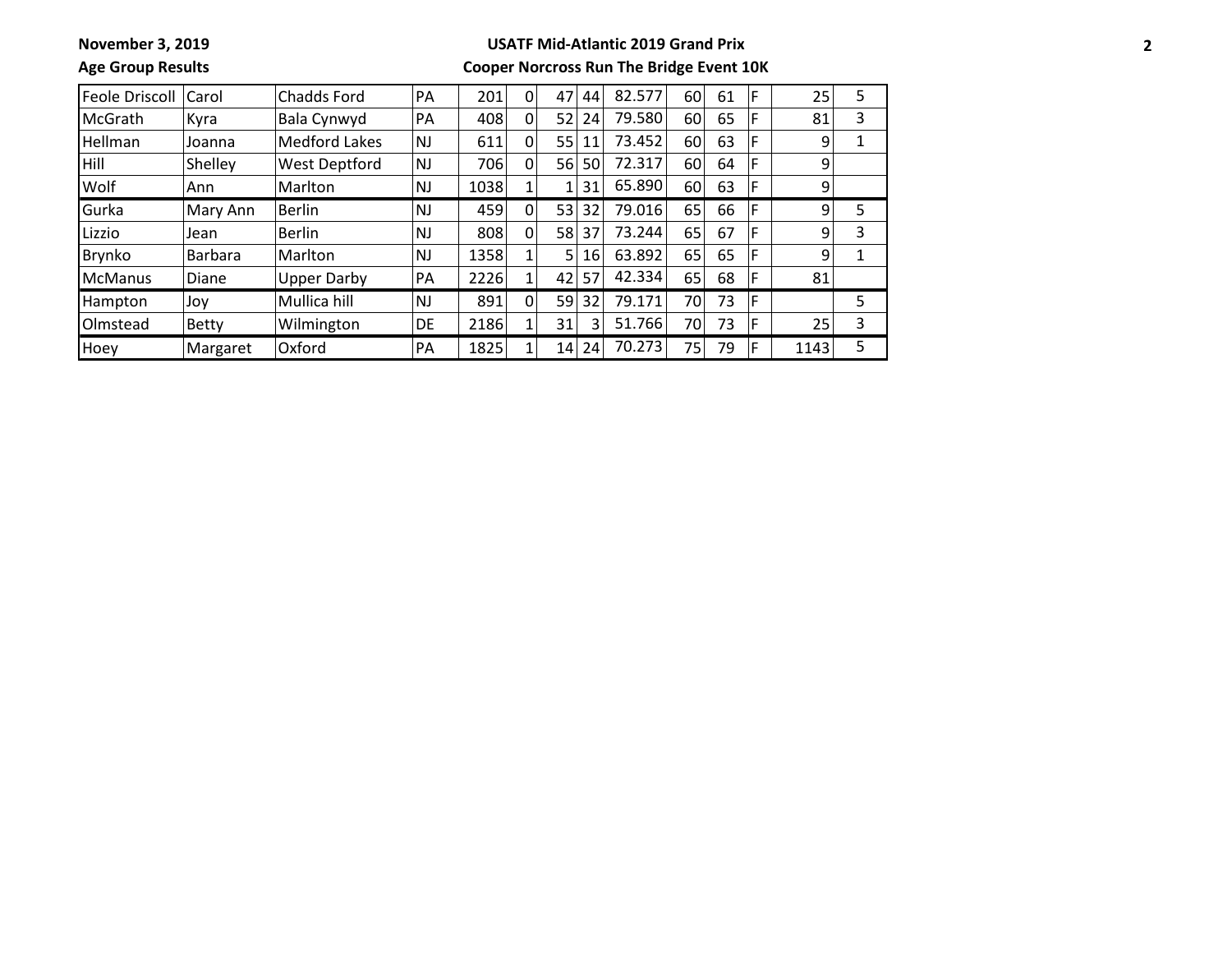November 3, 2019

Age Group Results

USATF Mid-Atlantic 2019 Grand Prix

Cooper Norcross Run The Bridge Event 10K

| | | | | | | | | | | | | | |
|---|---|---|---|---|---|---|---|---|---|---|---|---|---|
| Feole Driscoll | Carol | Chadds Ford | PA | 201 | 0 | 47 | 44 | 82.577 | 60 | 61 | F | 25 | 5 |
| McGrath | Kyra | Bala Cynwyd | PA | 408 | 0 | 52 | 24 | 79.580 | 60 | 65 | F | 81 | 3 |
| Hellman | Joanna | Medford Lakes | NJ | 611 | 0 | 55 | 11 | 73.452 | 60 | 63 | F | 9 | 1 |
| Hill | Shelley | West Deptford | NJ | 706 | 0 | 56 | 50 | 72.317 | 60 | 64 | F | 9 | |
| Wolf | Ann | Marlton | NJ | 1038 | 1 | 1 | 31 | 65.890 | 60 | 63 | F | 9 | |
| Gurka | Mary Ann | Berlin | NJ | 459 | 0 | 53 | 32 | 79.016 | 65 | 66 | F | 9 | 5 |
| Lizzio | Jean | Berlin | NJ | 808 | 0 | 58 | 37 | 73.244 | 65 | 67 | F | 9 | 3 |
| Brynko | Barbara | Marlton | NJ | 1358 | 1 | 5 | 16 | 63.892 | 65 | 65 | F | 9 | 1 |
| McManus | Diane | Upper Darby | PA | 2226 | 1 | 42 | 57 | 42.334 | 65 | 68 | F | 81 | |
| Hampton | Joy | Mullica hill | NJ | 891 | 0 | 59 | 32 | 79.171 | 70 | 73 | F | | 5 |
| Olmstead | Betty | Wilmington | DE | 2186 | 1 | 31 | 3 | 51.766 | 70 | 73 | F | 25 | 3 |
| Hoey | Margaret | Oxford | PA | 1825 | 1 | 14 | 24 | 70.273 | 75 | 79 | F | 1143 | 5 |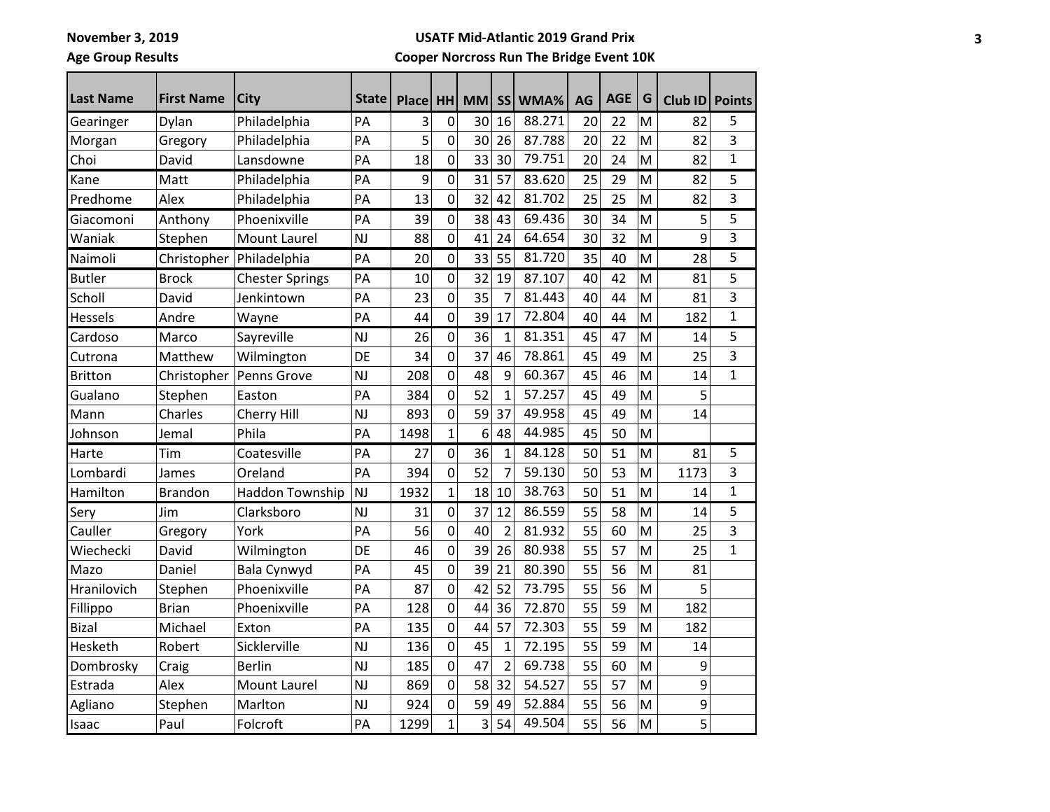**November 3, 2019**

**Age Group Results**

**USATF Mid-Atlantic 2019 Grand Prix**

**Cooper Norcross Run The Bridge Event 10K**

| Last Name | First Name | City | State | Place | HH | MM | SS | WMA% | AG | AGE | G | Club ID | Points |
|---|---|---|---|---|---|---|---|---|---|---|---|---|---|
| Gearinger | Dylan | Philadelphia | PA | 3 | 0 | 30 | 16 | 88.271 | 20 | 22 | M | 82 | 5 |
| Morgan | Gregory | Philadelphia | PA | 5 | 0 | 30 | 26 | 87.788 | 20 | 22 | M | 82 | 3 |
| Choi | David | Lansdowne | PA | 18 | 0 | 33 | 30 | 79.751 | 20 | 24 | M | 82 | 1 |
| Kane | Matt | Philadelphia | PA | 9 | 0 | 31 | 57 | 83.620 | 25 | 29 | M | 82 | 5 |
| Predhome | Alex | Philadelphia | PA | 13 | 0 | 32 | 42 | 81.702 | 25 | 25 | M | 82 | 3 |
| Giacomoni | Anthony | Phoenixville | PA | 39 | 0 | 38 | 43 | 69.436 | 30 | 34 | M | 5 | 5 |
| Waniak | Stephen | Mount Laurel | NJ | 88 | 0 | 41 | 24 | 64.654 | 30 | 32 | M | 9 | 3 |
| Naimoli | Christopher | Philadelphia | PA | 20 | 0 | 33 | 55 | 81.720 | 35 | 40 | M | 28 | 5 |
| Butler | Brock | Chester Springs | PA | 10 | 0 | 32 | 19 | 87.107 | 40 | 42 | M | 81 | 5 |
| Scholl | David | Jenkintown | PA | 23 | 0 | 35 | 7 | 81.443 | 40 | 44 | M | 81 | 3 |
| Hessels | Andre | Wayne | PA | 44 | 0 | 39 | 17 | 72.804 | 40 | 44 | M | 182 | 1 |
| Cardoso | Marco | Sayreville | NJ | 26 | 0 | 36 | 1 | 81.351 | 45 | 47 | M | 14 | 5 |
| Cutrona | Matthew | Wilmington | DE | 34 | 0 | 37 | 46 | 78.861 | 45 | 49 | M | 25 | 3 |
| Britton | Christopher | Penns Grove | NJ | 208 | 0 | 48 | 9 | 60.367 | 45 | 46 | M | 14 | 1 |
| Gualano | Stephen | Easton | PA | 384 | 0 | 52 | 1 | 57.257 | 45 | 49 | M | 5 | |
| Mann | Charles | Cherry Hill | NJ | 893 | 0 | 59 | 37 | 49.958 | 45 | 49 | M | 14 | |
| Johnson | Jemal | Phila | PA | 1498 | 1 | 6 | 48 | 44.985 | 45 | 50 | M | | |
| Harte | Tim | Coatesville | PA | 27 | 0 | 36 | 1 | 84.128 | 50 | 51 | M | 81 | 5 |
| Lombardi | James | Oreland | PA | 394 | 0 | 52 | 7 | 59.130 | 50 | 53 | M | 1173 | 3 |
| Hamilton | Brandon | Haddon Township | NJ | 1932 | 1 | 18 | 10 | 38.763 | 50 | 51 | M | 14 | 1 |
| Sery | Jim | Clarksboro | NJ | 31 | 0 | 37 | 12 | 86.559 | 55 | 58 | M | 14 | 5 |
| Cauller | Gregory | York | PA | 56 | 0 | 40 | 2 | 81.932 | 55 | 60 | M | 25 | 3 |
| Wiechecki | David | Wilmington | DE | 46 | 0 | 39 | 26 | 80.938 | 55 | 57 | M | 25 | 1 |
| Mazo | Daniel | Bala Cynwyd | PA | 45 | 0 | 39 | 21 | 80.390 | 55 | 56 | M | 81 | |
| Hranilovich | Stephen | Phoenixville | PA | 87 | 0 | 42 | 52 | 73.795 | 55 | 56 | M | 5 | |
| Fillippo | Brian | Phoenixville | PA | 128 | 0 | 44 | 36 | 72.870 | 55 | 59 | M | 182 | |
| Bizal | Michael | Exton | PA | 135 | 0 | 44 | 57 | 72.303 | 55 | 59 | M | 182 | |
| Hesketh | Robert | Sicklerville | NJ | 136 | 0 | 45 | 1 | 72.195 | 55 | 59 | M | 14 | |
| Dombrosky | Craig | Berlin | NJ | 185 | 0 | 47 | 2 | 69.738 | 55 | 60 | M | 9 | |
| Estrada | Alex | Mount Laurel | NJ | 869 | 0 | 58 | 32 | 54.527 | 55 | 57 | M | 9 | |
| Agliano | Stephen | Marlton | NJ | 924 | 0 | 59 | 49 | 52.884 | 55 | 56 | M | 9 | |
| Isaac | Paul | Folcroft | PA | 1299 | 1 | 3 | 54 | 49.504 | 55 | 56 | M | 5 | |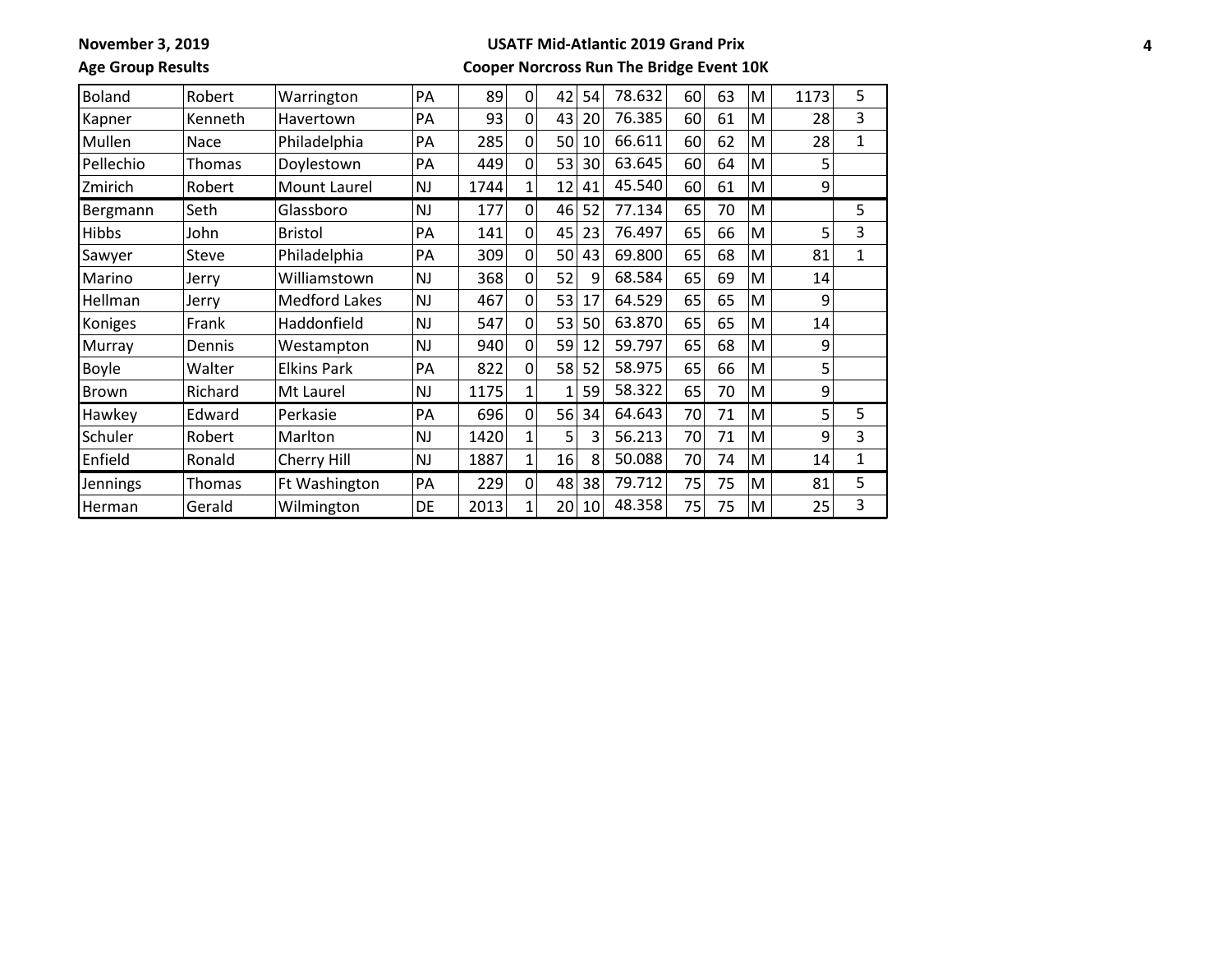November 3, 2019

Age Group Results

**USATF Mid-Atlantic 2019 Grand Prix**

**Cooper Norcross Run The Bridge Event 10K**

| | | | | | | | | | | | | | |
|---|---|---|---|---|---|---|---|---|---|---|---|---|---|
| Boland | Robert | Warrington | PA | 89 | 0 | 42 | 54 | 78.632 | 60 | 63 | M | 1173 | 5 |
| Kapner | Kenneth | Havertown | PA | 93 | 0 | 43 | 20 | 76.385 | 60 | 61 | M | 28 | 3 |
| Mullen | Nace | Philadelphia | PA | 285 | 0 | 50 | 10 | 66.611 | 60 | 62 | M | 28 | 1 |
| Pellechio | Thomas | Doylestown | PA | 449 | 0 | 53 | 30 | 63.645 | 60 | 64 | M | 5 | |
| Zmirich | Robert | Mount Laurel | NJ | 1744 | 1 | 12 | 41 | 45.540 | 60 | 61 | M | 9 | |
| Bergmann | Seth | Glassboro | NJ | 177 | 0 | 46 | 52 | 77.134 | 65 | 70 | M | | 5 |
| Hibbs | John | Bristol | PA | 141 | 0 | 45 | 23 | 76.497 | 65 | 66 | M | 5 | 3 |
| Sawyer | Steve | Philadelphia | PA | 309 | 0 | 50 | 43 | 69.800 | 65 | 68 | M | 81 | 1 |
| Marino | Jerry | Williamstown | NJ | 368 | 0 | 52 | 9 | 68.584 | 65 | 69 | M | 14 | |
| Hellman | Jerry | Medford Lakes | NJ | 467 | 0 | 53 | 17 | 64.529 | 65 | 65 | M | 9 | |
| Koniges | Frank | Haddonfield | NJ | 547 | 0 | 53 | 50 | 63.870 | 65 | 65 | M | 14 | |
| Murray | Dennis | Westampton | NJ | 940 | 0 | 59 | 12 | 59.797 | 65 | 68 | M | 9 | |
| Boyle | Walter | Elkins Park | PA | 822 | 0 | 58 | 52 | 58.975 | 65 | 66 | M | 5 | |
| Brown | Richard | Mt Laurel | NJ | 1175 | 1 | 1 | 59 | 58.322 | 65 | 70 | M | 9 | |
| Hawkey | Edward | Perkasie | PA | 696 | 0 | 56 | 34 | 64.643 | 70 | 71 | M | 5 | 5 |
| Schuler | Robert | Marlton | NJ | 1420 | 1 | 5 | 3 | 56.213 | 70 | 71 | M | 9 | 3 |
| Enfield | Ronald | Cherry Hill | NJ | 1887 | 1 | 16 | 8 | 50.088 | 70 | 74 | M | 14 | 1 |
| Jennings | Thomas | Ft Washington | PA | 229 | 0 | 48 | 38 | 79.712 | 75 | 75 | M | 81 | 5 |
| Herman | Gerald | Wilmington | DE | 2013 | 1 | 20 | 10 | 48.358 | 75 | 75 | M | 25 | 3 |